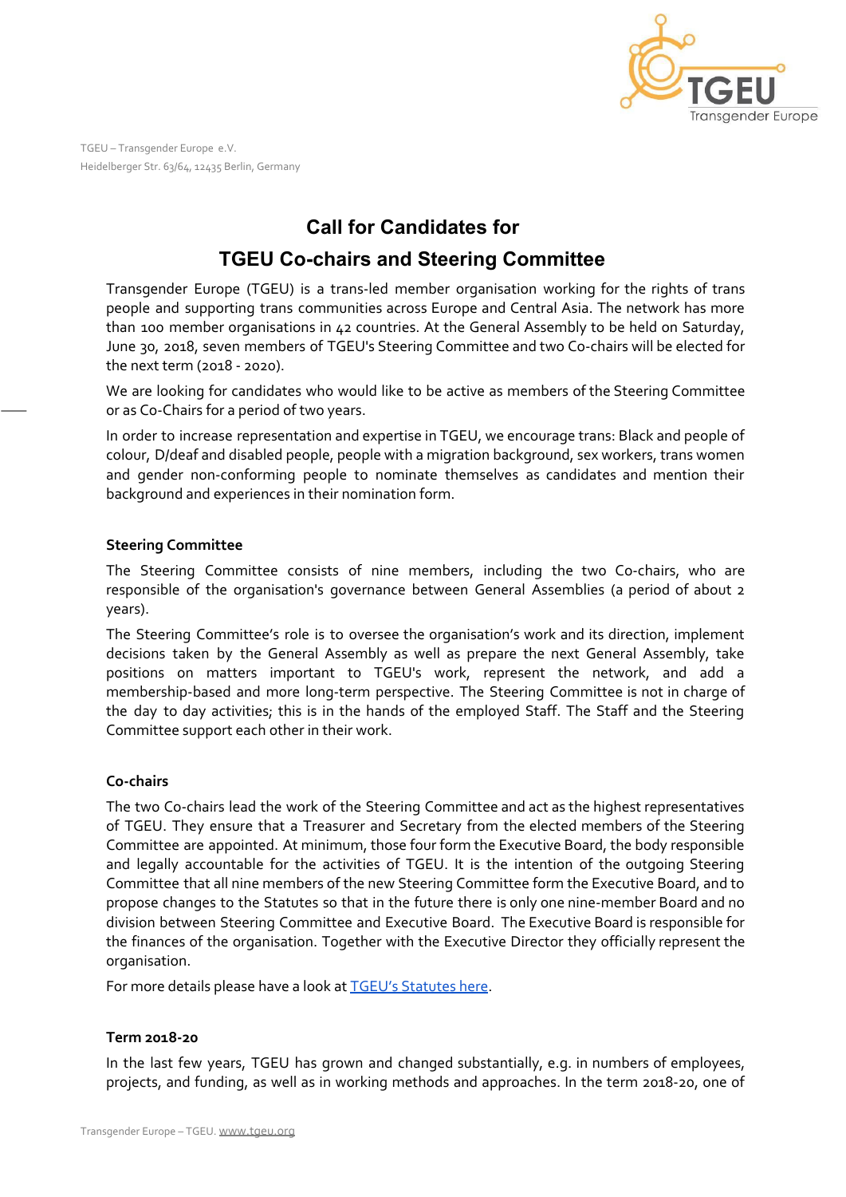TGEU – Transgender Europe e.V.
Heidelberger Str. 63/64, 12435 Berlin, Germany

# Call for Candidates for TGEU Co-chairs and Steering Committee

Transgender Europe (TGEU) is a trans-led member organisation working for the rights of trans people and supporting trans communities across Europe and Central Asia. The network has more than 100 member organisations in 42 countries. At the General Assembly to be held on Saturday, June 30, 2018, seven members of TGEU's Steering Committee and two Co-chairs will be elected for the next term (2018 - 2020).

We are looking for candidates who would like to be active as members of the Steering Committee or as Co-Chairs for a period of two years.

In order to increase representation and expertise in TGEU, we encourage trans: Black and people of colour, D/deaf and disabled people, people with a migration background, sex workers, trans women and gender non-conforming people to nominate themselves as candidates and mention their background and experiences in their nomination form.

### Steering Committee

The Steering Committee consists of nine members, including the two Co-chairs, who are responsible of the organisation's governance between General Assemblies (a period of about 2 years).

The Steering Committee's role is to oversee the organisation's work and its direction, implement decisions taken by the General Assembly as well as prepare the next General Assembly, take positions on matters important to TGEU's work, represent the network, and add a membership-based and more long-term perspective. The Steering Committee is not in charge of the day to day activities; this is in the hands of the employed Staff. The Staff and the Steering Committee support each other in their work.

### Co-chairs

The two Co-chairs lead the work of the Steering Committee and act as the highest representatives of TGEU. They ensure that a Treasurer and Secretary from the elected members of the Steering Committee are appointed. At minimum, those four form the Executive Board, the body responsible and legally accountable for the activities of TGEU. It is the intention of the outgoing Steering Committee that all nine members of the new Steering Committee form the Executive Board, and to propose changes to the Statutes so that in the future there is only one nine-member Board and no division between Steering Committee and Executive Board. The Executive Board is responsible for the finances of the organisation. Together with the Executive Director they officially represent the organisation.

For more details please have a look at [TGEU's Statutes here](#).

### Term 2018-20

In the last few years, TGEU has grown and changed substantially, e.g. in numbers of employees, projects, and funding, as well as in working methods and approaches. In the term 2018-20, one of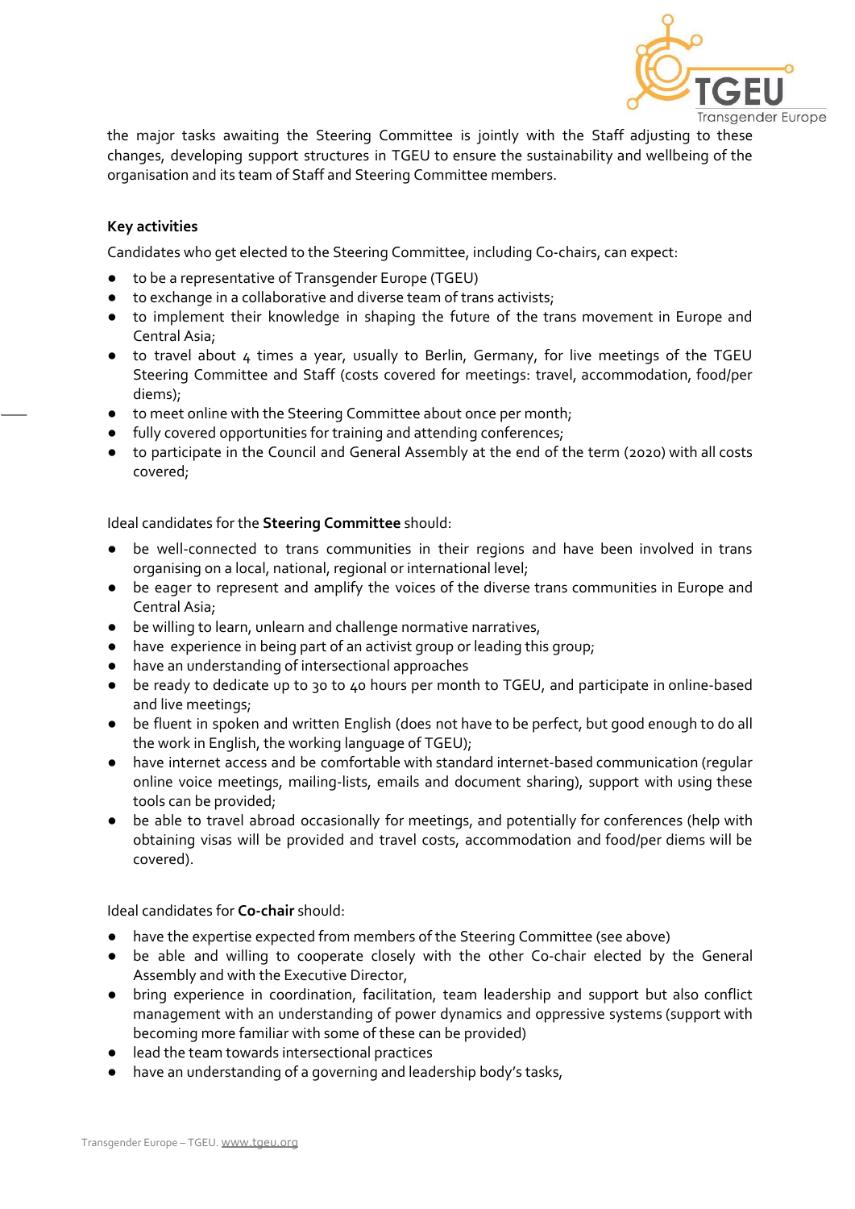the major tasks awaiting the Steering Committee is jointly with the Staff adjusting to these changes, developing support structures in TGEU to ensure the sustainability and wellbeing of the organisation and its team of Staff and Steering Committee members.

**Key activities**

Candidates who get elected to the Steering Committee, including Co-chairs, can expect:

- to be a representative of Transgender Europe (TGEU)
- to exchange in a collaborative and diverse team of trans activists;
- to implement their knowledge in shaping the future of the trans movement in Europe and Central Asia;
- to travel about 4 times a year, usually to Berlin, Germany, for live meetings of the TGEU Steering Committee and Staff (costs covered for meetings: travel, accommodation, food/per diems);
- to meet online with the Steering Committee about once per month;
- fully covered opportunities for training and attending conferences;
- to participate in the Council and General Assembly at the end of the term (2020) with all costs covered;

Ideal candidates for the **Steering Committee** should:

- be well-connected to trans communities in their regions and have been involved in trans organising on a local, national, regional or international level;
- be eager to represent and amplify the voices of the diverse trans communities in Europe and Central Asia;
- be willing to learn, unlearn and challenge normative narratives,
- have experience in being part of an activist group or leading this group;
- have an understanding of intersectional approaches
- be ready to dedicate up to 30 to 40 hours per month to TGEU, and participate in online-based and live meetings;
- be fluent in spoken and written English (does not have to be perfect, but good enough to do all the work in English, the working language of TGEU);
- have internet access and be comfortable with standard internet-based communication (regular online voice meetings, mailing-lists, emails and document sharing), support with using these tools can be provided;
- be able to travel abroad occasionally for meetings, and potentially for conferences (help with obtaining visas will be provided and travel costs, accommodation and food/per diems will be covered).

Ideal candidates for **Co-chair** should:

- have the expertise expected from members of the Steering Committee (see above)
- be able and willing to cooperate closely with the other Co-chair elected by the General Assembly and with the Executive Director,
- bring experience in coordination, facilitation, team leadership and support but also conflict management with an understanding of power dynamics and oppressive systems (support with becoming more familiar with some of these can be provided)
- lead the team towards intersectional practices
- have an understanding of a governing and leadership body's tasks,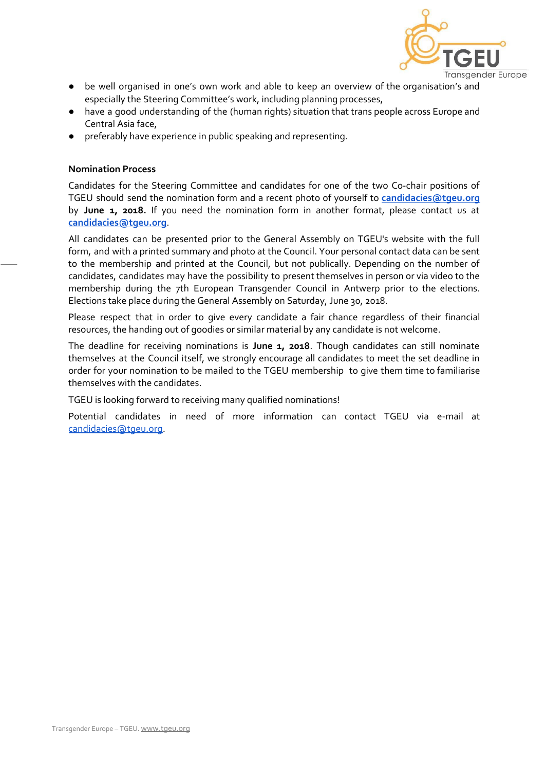- be well organised in one's own work and able to keep an overview of the organisation's and especially the Steering Committee's work, including planning processes,
- have a good understanding of the (human rights) situation that trans people across Europe and Central Asia face,
- preferably have experience in public speaking and representing.

**Nomination Process**

Candidates for the Steering Committee and candidates for one of the two Co-chair positions of TGEU should send the nomination form and a recent photo of yourself to **candidacies@tgeu.org** by **June 1, 2018.** If you need the nomination form in another format, please contact us at **candidacies@tgeu.org**.

All candidates can be presented prior to the General Assembly on TGEU's website with the full form, and with a printed summary and photo at the Council. Your personal contact data can be sent to the membership and printed at the Council, but not publically. Depending on the number of candidates, candidates may have the possibility to present themselves in person or via video to the membership during the 7th European Transgender Council in Antwerp prior to the elections. Elections take place during the General Assembly on Saturday, June 30, 2018.

Please respect that in order to give every candidate a fair chance regardless of their financial resources, the handing out of goodies or similar material by any candidate is not welcome.

The deadline for receiving nominations is **June 1, 2018**. Though candidates can still nominate themselves at the Council itself, we strongly encourage all candidates to meet the set deadline in order for your nomination to be mailed to the TGEU membership to give them time to familiarise themselves with the candidates.

TGEU is looking forward to receiving many qualified nominations!

Potential candidates in need of more information can contact TGEU via e-mail at candidacies@tgeu.org.